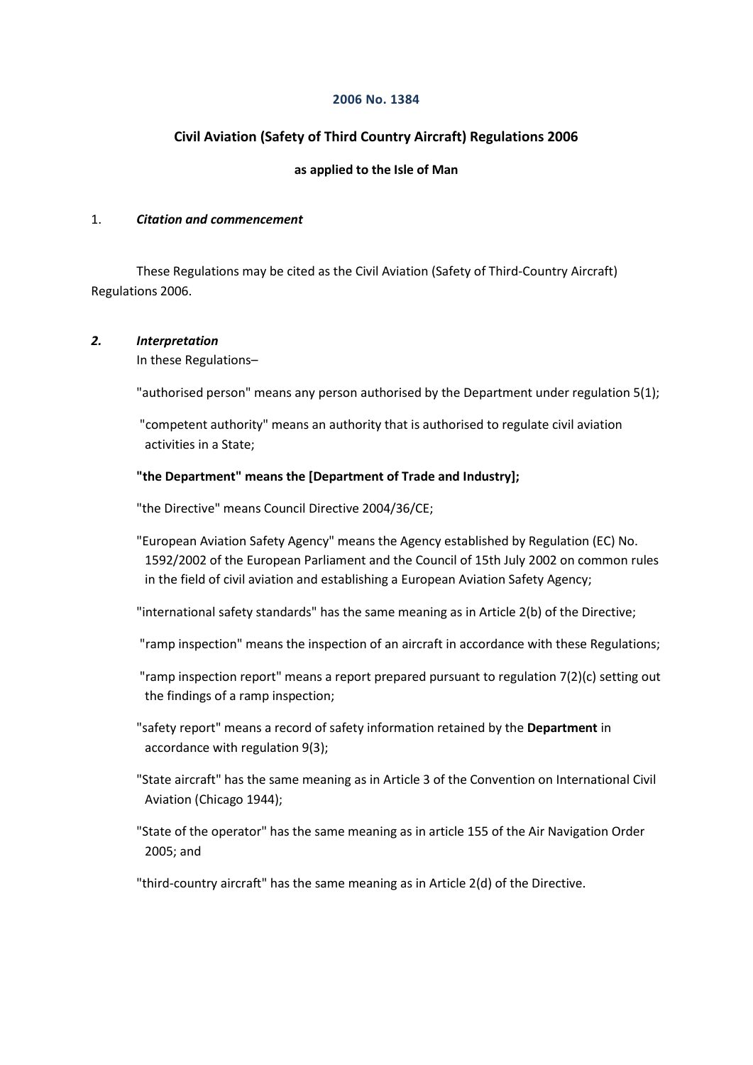**2006 No. 1384**

# Civil Aviation (Safety of Third Country Aircraft) Regulations 2006

**as applied to the Isle of Man**

1. ***Citation and commencement***

These Regulations may be cited as the Civil Aviation (Safety of Third-Country Aircraft) Regulations 2006.

***2. Interpretation***

In these Regulations–

"authorised person" means any person authorised by the Department under regulation 5(1);

"competent authority" means an authority that is authorised to regulate civil aviation activities in a State;

**"the Department" means the [Department of Trade and Industry];**

"the Directive" means Council Directive 2004/36/CE;

"European Aviation Safety Agency" means the Agency established by Regulation (EC) No. 1592/2002 of the European Parliament and the Council of 15th July 2002 on common rules in the field of civil aviation and establishing a European Aviation Safety Agency;

"international safety standards" has the same meaning as in Article 2(b) of the Directive;

"ramp inspection" means the inspection of an aircraft in accordance with these Regulations;

"ramp inspection report" means a report prepared pursuant to regulation 7(2)(c) setting out the findings of a ramp inspection;

"safety report" means a record of safety information retained by the **Department** in accordance with regulation 9(3);

"State aircraft" has the same meaning as in Article 3 of the Convention on International Civil Aviation (Chicago 1944);

"State of the operator" has the same meaning as in article 155 of the Air Navigation Order 2005; and

"third-country aircraft" has the same meaning as in Article 2(d) of the Directive.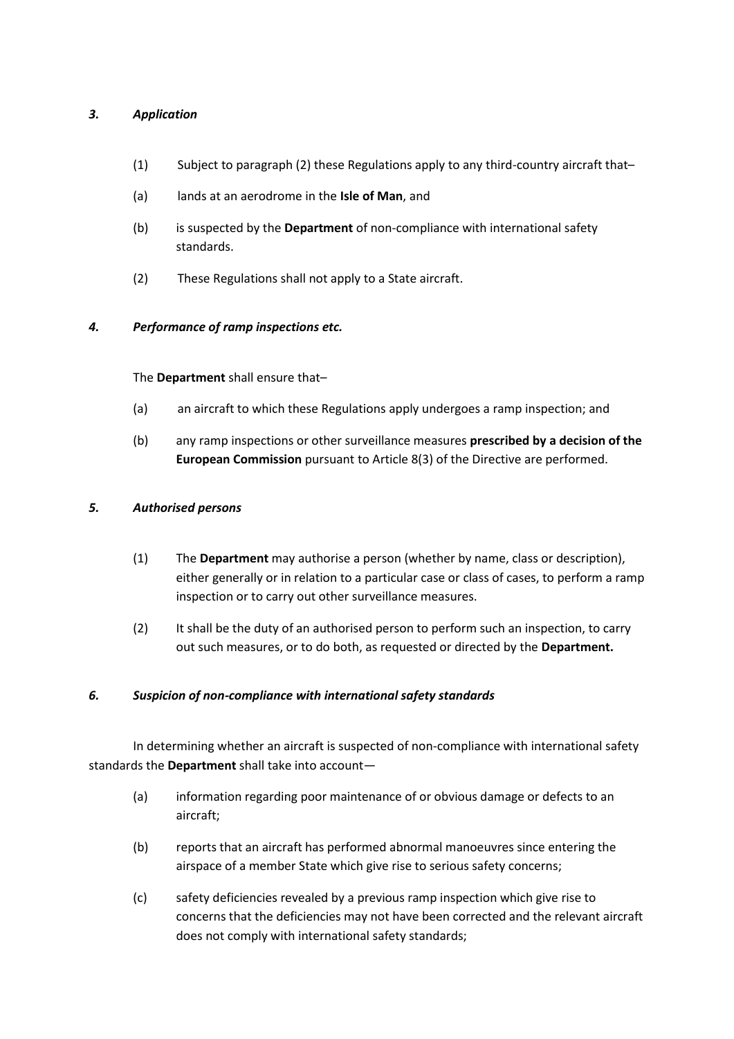### *3. Application*

(1) Subject to paragraph (2) these Regulations apply to any third-country aircraft that–

(a) lands at an aerodrome in the **Isle of Man**, and

(b) is suspected by the **Department** of non-compliance with international safety standards.

(2) These Regulations shall not apply to a State aircraft.

### *4. Performance of ramp inspections etc.*

The **Department** shall ensure that–

(a) an aircraft to which these Regulations apply undergoes a ramp inspection; and

(b) any ramp inspections or other surveillance measures **prescribed by a decision of the European Commission** pursuant to Article 8(3) of the Directive are performed.

### *5. Authorised persons*

(1) The **Department** may authorise a person (whether by name, class or description), either generally or in relation to a particular case or class of cases, to perform a ramp inspection or to carry out other surveillance measures.

(2) It shall be the duty of an authorised person to perform such an inspection, to carry out such measures, or to do both, as requested or directed by the **Department.**

### *6. Suspicion of non-compliance with international safety standards*

In determining whether an aircraft is suspected of non-compliance with international safety standards the **Department** shall take into account—

(a) information regarding poor maintenance of or obvious damage or defects to an aircraft;

(b) reports that an aircraft has performed abnormal manoeuvres since entering the airspace of a member State which give rise to serious safety concerns;

(c) safety deficiencies revealed by a previous ramp inspection which give rise to concerns that the deficiencies may not have been corrected and the relevant aircraft does not comply with international safety standards;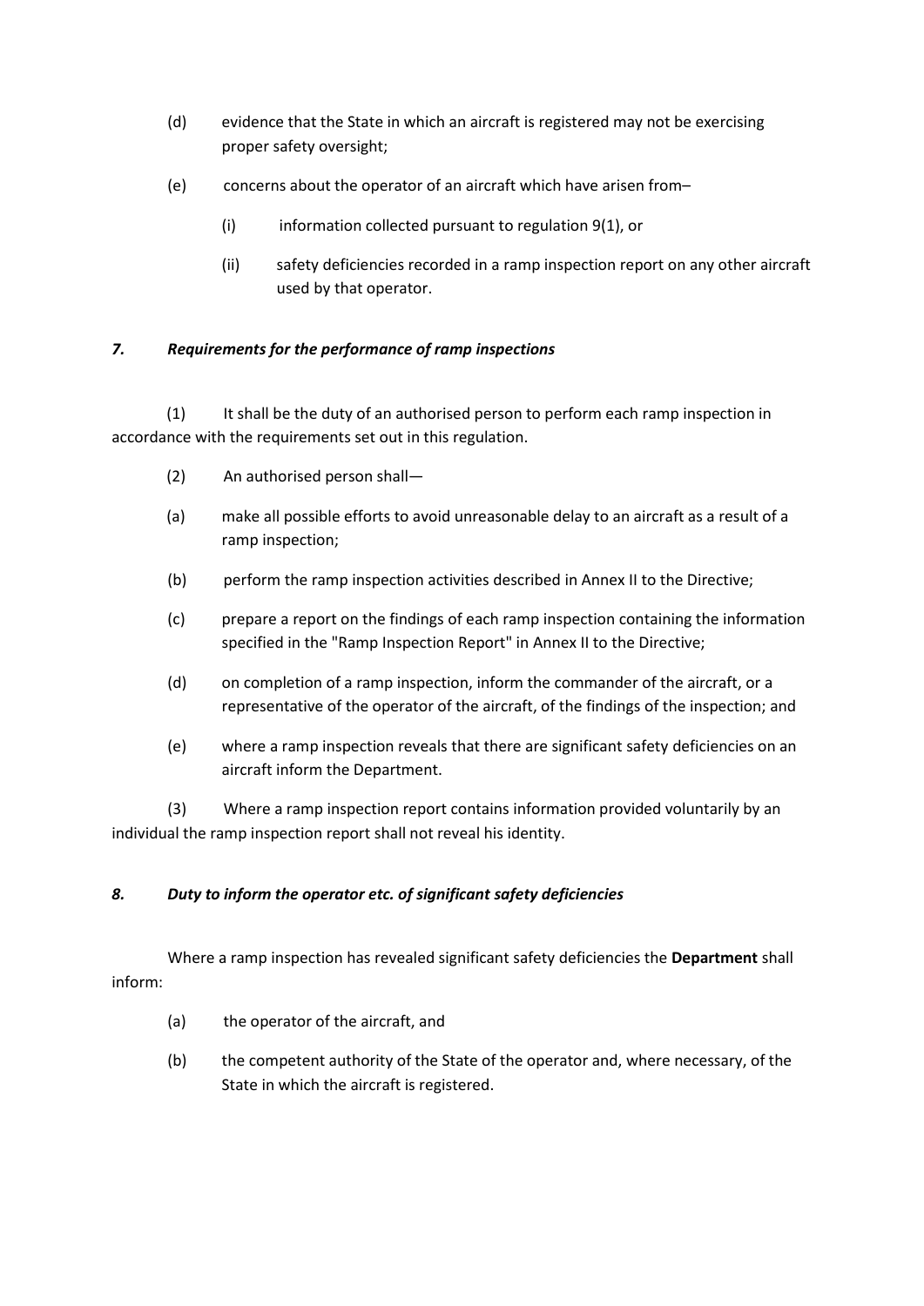(d) evidence that the State in which an aircraft is registered may not be exercising proper safety oversight;

(e) concerns about the operator of an aircraft which have arisen from–

  (i) information collected pursuant to regulation 9(1), or

  (ii) safety deficiencies recorded in a ramp inspection report on any other aircraft used by that operator.

### *7. Requirements for the performance of ramp inspections*

(1) It shall be the duty of an authorised person to perform each ramp inspection in accordance with the requirements set out in this regulation.

(2) An authorised person shall—

(a) make all possible efforts to avoid unreasonable delay to an aircraft as a result of a ramp inspection;

(b) perform the ramp inspection activities described in Annex II to the Directive;

(c) prepare a report on the findings of each ramp inspection containing the information specified in the "Ramp Inspection Report" in Annex II to the Directive;

(d) on completion of a ramp inspection, inform the commander of the aircraft, or a representative of the operator of the aircraft, of the findings of the inspection; and

(e) where a ramp inspection reveals that there are significant safety deficiencies on an aircraft inform the Department.

(3) Where a ramp inspection report contains information provided voluntarily by an individual the ramp inspection report shall not reveal his identity.

### *8. Duty to inform the operator etc. of significant safety deficiencies*

Where a ramp inspection has revealed significant safety deficiencies the **Department** shall inform:

(a) the operator of the aircraft, and

(b) the competent authority of the State of the operator and, where necessary, of the State in which the aircraft is registered.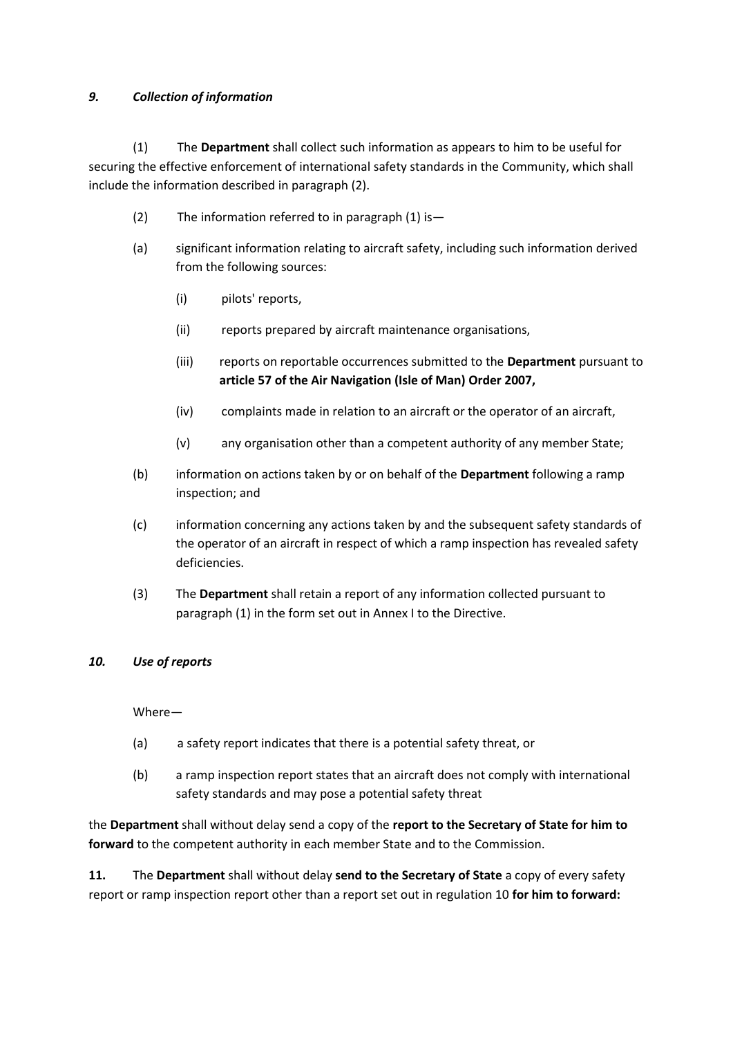### *9. Collection of information*

(1) The **Department** shall collect such information as appears to him to be useful for securing the effective enforcement of international safety standards in the Community, which shall include the information described in paragraph (2).

(2) The information referred to in paragraph (1) is—

(a) significant information relating to aircraft safety, including such information derived from the following sources:

(i) pilots' reports,

(ii) reports prepared by aircraft maintenance organisations,

(iii) reports on reportable occurrences submitted to the **Department** pursuant to **article 57 of the Air Navigation (Isle of Man) Order 2007,**

(iv) complaints made in relation to an aircraft or the operator of an aircraft,

(v) any organisation other than a competent authority of any member State;

(b) information on actions taken by or on behalf of the **Department** following a ramp inspection; and

(c) information concerning any actions taken by and the subsequent safety standards of the operator of an aircraft in respect of which a ramp inspection has revealed safety deficiencies.

(3) The **Department** shall retain a report of any information collected pursuant to paragraph (1) in the form set out in Annex I to the Directive.

### *10. Use of reports*

Where—

(a) a safety report indicates that there is a potential safety threat, or

(b) a ramp inspection report states that an aircraft does not comply with international safety standards and may pose a potential safety threat

the **Department** shall without delay send a copy of the **report to the Secretary of State for him to forward** to the competent authority in each member State and to the Commission.

**11.** The **Department** shall without delay **send to the Secretary of State** a copy of every safety report or ramp inspection report other than a report set out in regulation 10 **for him to forward:**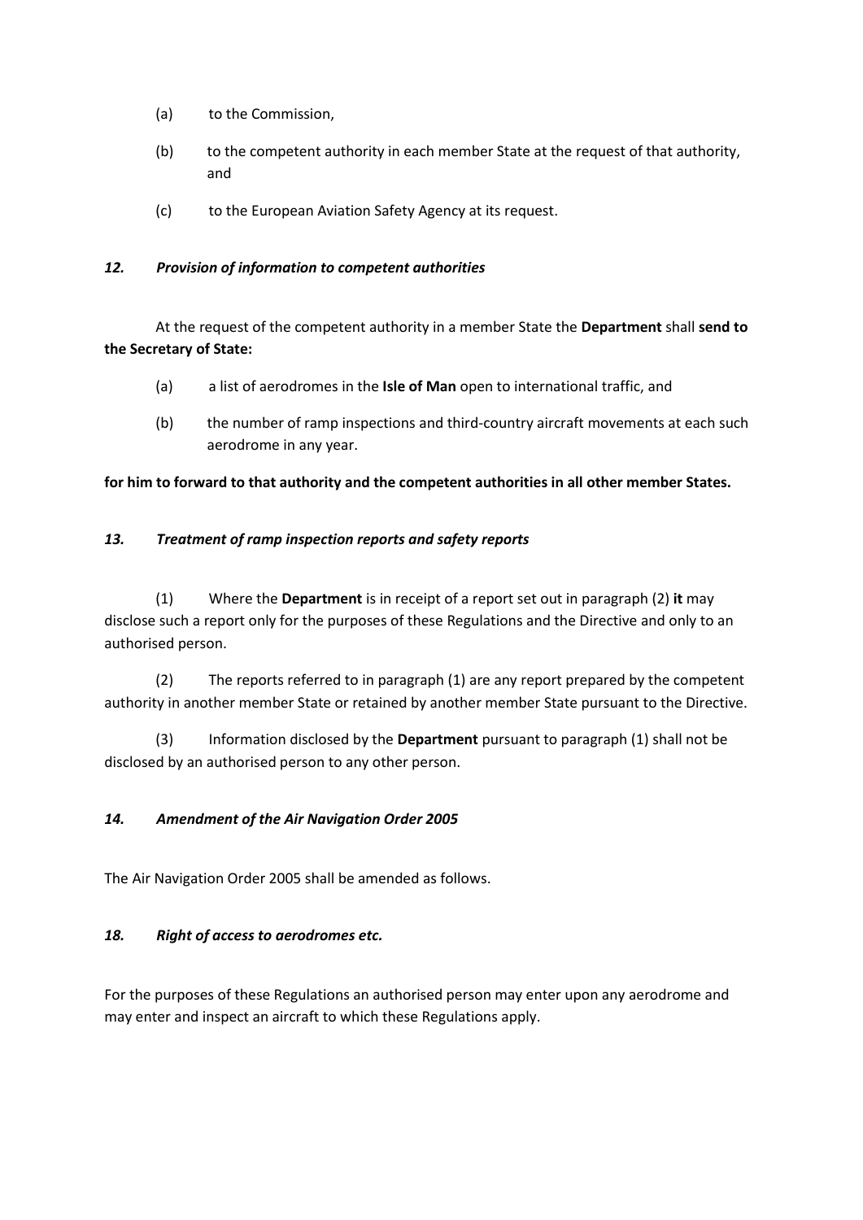(a) to the Commission,

(b) to the competent authority in each member State at the request of that authority, and

(c) to the European Aviation Safety Agency at its request.

### *12. Provision of information to competent authorities*

At the request of the competent authority in a member State the **Department** shall **send to the Secretary of State:**

(a) a list of aerodromes in the **Isle of Man** open to international traffic, and

(b) the number of ramp inspections and third-country aircraft movements at each such aerodrome in any year.

**for him to forward to that authority and the competent authorities in all other member States.**

### *13. Treatment of ramp inspection reports and safety reports*

(1) Where the **Department** is in receipt of a report set out in paragraph (2) **it** may disclose such a report only for the purposes of these Regulations and the Directive and only to an authorised person.

(2) The reports referred to in paragraph (1) are any report prepared by the competent authority in another member State or retained by another member State pursuant to the Directive.

(3) Information disclosed by the **Department** pursuant to paragraph (1) shall not be disclosed by an authorised person to any other person.

### *14. Amendment of the Air Navigation Order 2005*

The Air Navigation Order 2005 shall be amended as follows.

### *18. Right of access to aerodromes etc.*

For the purposes of these Regulations an authorised person may enter upon any aerodrome and may enter and inspect an aircraft to which these Regulations apply.